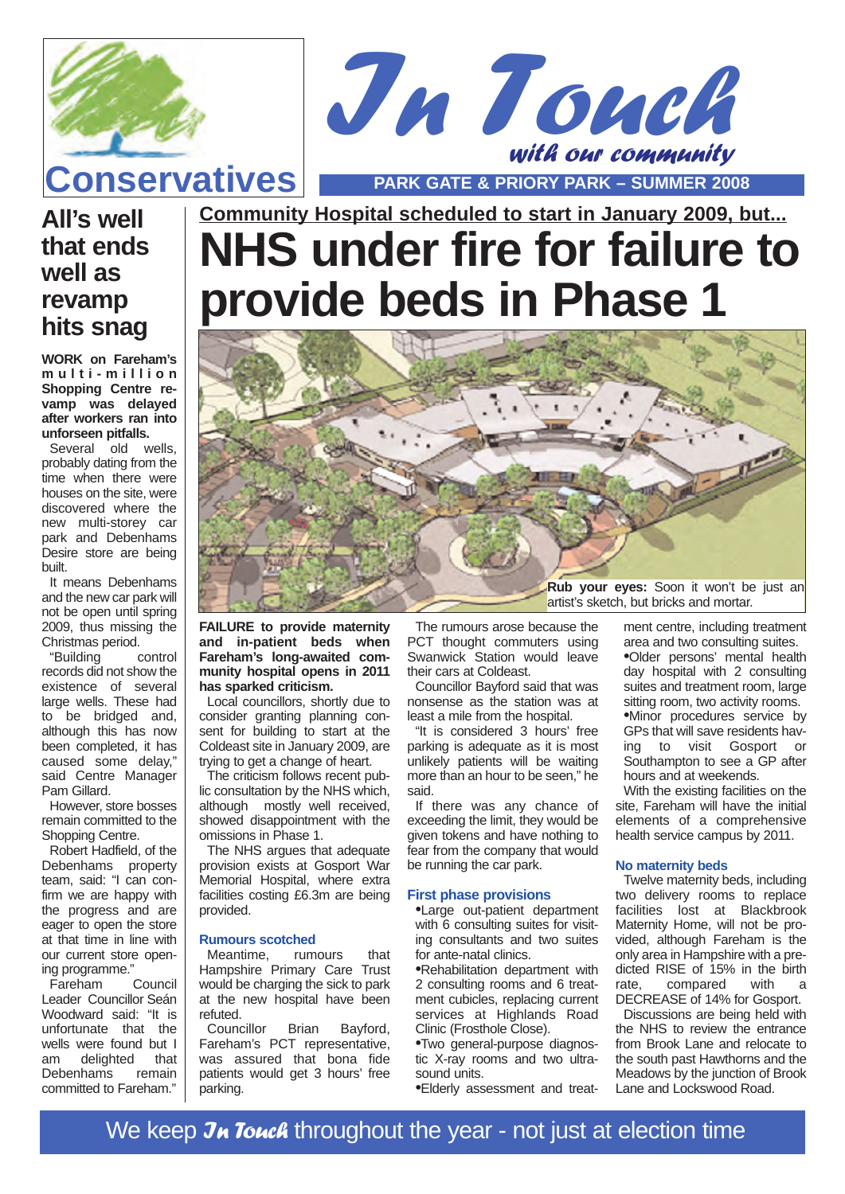Conservatives

# In Touch

*with our community*

**PARK GATE & PRIORY PARK – SUMMER 2008**

## All's well that ends well as revamp hits snag

**WORK on Fareham's multi-million Shopping Centre revamp was delayed after workers ran into unforseen pitfalls.**

Several old wells, probably dating from the time when there were houses on the site, were discovered where the new multi-storey car park and Debenhams Desire store are being built.

It means Debenhams and the new car park will not be open until spring 2009, thus missing the Christmas period.

"Building control records did not show the existence of several large wells. These had to be bridged and, although this has now been completed, it has caused some delay," said Centre Manager Pam Gillard.

However, store bosses remain committed to the Shopping Centre.

Robert Hadfield, of the Debenhams property team, said: "I can confirm we are happy with the progress and are eager to open the store at that time in line with our current store opening programme."

Fareham Council Leader Councillor Seán Woodward said: "It is unfortunate that the wells were found but I am delighted that Debenhams remain committed to Fareham."

## Community Hospital scheduled to start in January 2009, but...

# NHS under fire for failure to provide beds in Phase 1

**Rub your eyes:** Soon it won't be just an artist's sketch, but bricks and mortar.

**FAILURE to provide maternity and in-patient beds when Fareham's long-awaited community hospital opens in 2011 has sparked criticism.**

Local councillors, shortly due to consider granting planning consent for building to start at the Coldeast site in January 2009, are trying to get a change of heart.

The criticism follows recent public consultation by the NHS which, although mostly well received, showed disappointment with the omissions in Phase 1.

The NHS argues that adequate provision exists at Gosport War Memorial Hospital, where extra facilities costing £6.3m are being provided.

### Rumours scotched

Meantime, rumours that Hampshire Primary Care Trust would be charging the sick to park at the new hospital have been refuted.

Councillor Brian Bayford, Fareham's PCT representative, was assured that bona fide patients would get 3 hours' free parking.

The rumours arose because the PCT thought commuters using Swanwick Station would leave their cars at Coldeast.

Councillor Bayford said that was nonsense as the station was at least a mile from the hospital.

"It is considered 3 hours' free parking is adequate as it is most unlikely patients will be waiting more than an hour to be seen," he said.

If there was any chance of exceeding the limit, they would be given tokens and have nothing to fear from the company that would be running the car park.

### First phase provisions

- Large out-patient department with 6 consulting suites for visiting consultants and two suites for ante-natal clinics.
- Rehabilitation department with 2 consulting rooms and 6 treatment cubicles, replacing current services at Highlands Road Clinic (Frosthole Close).
- Two general-purpose diagnostic X-ray rooms and two ultrasound units.
- Elderly assessment and treatment centre, including treatment area and two consulting suites.
- Older persons' mental health day hospital with 2 consulting suites and treatment room, large sitting room, two activity rooms.
- Minor procedures service by GPs that will save residents having to visit Gosport or Southampton to see a GP after hours and at weekends.

With the existing facilities on the site, Fareham will have the initial elements of a comprehensive health service campus by 2011.

### No maternity beds

Twelve maternity beds, including two delivery rooms to replace facilities lost at Blackbrook Maternity Home, will not be provided, although Fareham is the only area in Hampshire with a predicted RISE of 15% in the birth rate, compared with a DECREASE of 14% for Gosport.

Discussions are being held with the NHS to review the entrance from Brook Lane and relocate to the south past Hawthorns and the Meadows by the junction of Brook Lane and Lockswood Road.

We keep *In Touch* throughout the year - not just at election time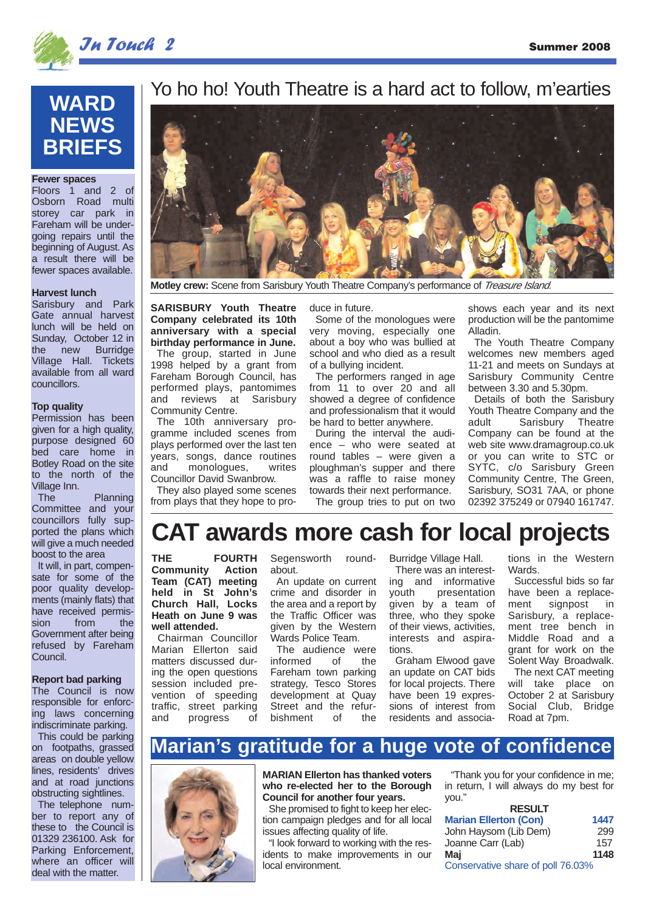# WARD NEWS BRIEFS

**Fewer spaces**
Floors 1 and 2 of Osborn Road multi storey car park in Fareham will be undergoing repairs until the beginning of August. As a result there will be fewer spaces available.

**Harvest lunch**
Sarisbury and Park Gate annual harvest lunch will be held on Sunday, October 12 in the new Burridge Village Hall. Tickets available from all ward councillors.

**Top quality**
Permission has been given for a high quality, purpose designed 60 bed care home in Botley Road on the site to the north of the Village Inn.

The Planning Committee and your councillors fully supported the plans which will give a much needed boost to the area

It will, in part, compensate for some of the poor quality developments (mainly flats) that have received permission from the Government after being refused by Fareham Council.

**Report bad parking**
The Council is now responsible for enforcing laws concerning indiscriminate parking.

This could be parking on footpaths, grassed areas on double yellow lines, residents' drives and at road junctions obstructing sightlines.

The telephone number to report any of these to the Council is 01329 236100. Ask for Parking Enforcement, where an officer will deal with the matter.

## Yo ho ho! Youth Theatre is a hard act to follow, m'earties

**Motley crew:** Scene from Sarisbury Youth Theatre Company's performance of *Treasure Island*.

**SARISBURY Youth Theatre Company celebrated its 10th anniversary with a special birthday performance in June.**

The group, started in June 1998 helped by a grant from Fareham Borough Council, has performed plays, pantomimes and reviews at Sarisbury Community Centre.

The 10th anniversary programme included scenes from plays performed over the last ten years, songs, dance routines and monologues, writes Councillor David Swanbrow.

They also played some scenes from plays that they hope to produce in future.

Some of the monologues were very moving, especially one about a boy who was bullied at school and who died as a result of a bullying incident.

The performers ranged in age from 11 to over 20 and all showed a degree of confidence and professionalism that it would be hard to better anywhere.

During the interval the audience – who were seated at round tables – were given a ploughman's supper and there was a raffle to raise money towards their next performance.

The group tries to put on two shows each year and its next production will be the pantomime Alladin.

The Youth Theatre Company welcomes new members aged 11-21 and meets on Sundays at Sarisbury Community Centre between 3.30 and 5.30pm.

Details of both the Sarisbury Youth Theatre Company and the adult Sarisbury Theatre Company can be found at the web site www.dramagroup.co.uk or you can write to STC or SYTC, c/o Sarisbury Green Community Centre, The Green, Sarisbury, SO31 7AA, or phone 02392 375249 or 07940 161747.

# CAT awards more cash for local projects

**THE FOURTH Community Action Team (CAT) meeting held in St John's Church Hall, Locks Heath on June 9 was well attended.**

Chairman Councillor Marian Ellerton said matters discussed during the open questions session included prevention of speeding traffic, street parking and progress of Segensworth roundabout.

An update on current crime and disorder in the area and a report by the Traffic Officer was given by the Western Wards Police Team.

The audience were informed of the Fareham town parking strategy, Tesco Stores development at Quay Street and the refurbishment of the Burridge Village Hall.

There was an interesting and informative youth presentation given by a team of three, who they spoke of their views, activities, interests and aspirations.

Graham Elwood gave an update on CAT bids for local projects. There have been 19 expressions of interest from residents and associations in the Western Wards.

Successful bids so far have been a replacement signpost in Sarisbury, a replacement tree bench in Middle Road and a grant for work on the Solent Way Broadwalk.

The next CAT meeting will take place on October 2 at Sarisbury Social Club, Bridge Road at 7pm.

# Marian's gratitude for a huge vote of confidence

**MARIAN Ellerton has thanked voters who re-elected her to the Borough Council for another four years.**

She promised to fight to keep her election campaign pledges and for all local issues affecting quality of life.

"I look forward to working with the residents to make improvements in our local environment.

"Thank you for your confidence in me; in return, I will always do my best for you."

| RESULT | |
|---|---|
| **Marian Ellerton (Con)** | **1447** |
| John Haysom (Lib Dem) | 299 |
| Joanne Carr (Lab) | 157 |
| **Maj** | **1148** |

Conservative share of poll 76.03%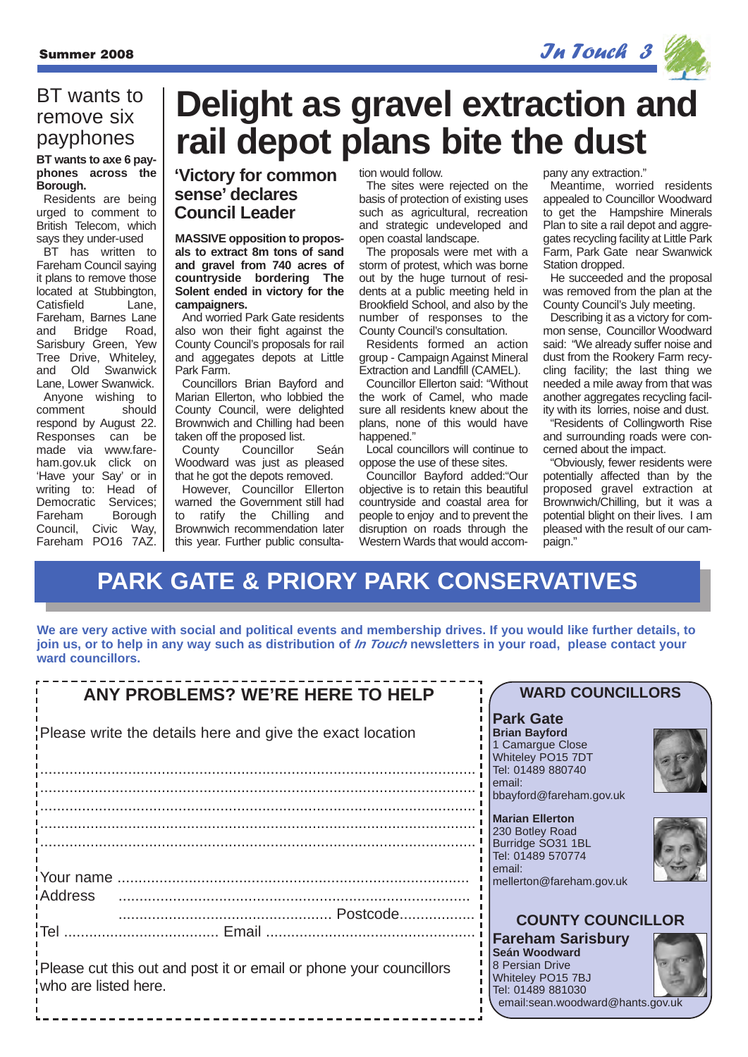## BT wants to remove six payphones

**BT wants to axe 6 payphones across the Borough.**

Residents are being urged to comment to British Telecom, which says they under-used

BT has written to Fareham Council saying it plans to remove those located at Stubbington, Catisfield Lane, Fareham, Barnes Lane and Bridge Road, Sarisbury Green, Yew Tree Drive, Whiteley, and Old Swanwick Lane, Lower Swanwick.

Anyone wishing to comment should respond by August 22. Responses can be made via www.fareham.gov.uk click on 'Have your Say' or in writing to: Head of Democratic Services; Fareham Borough Council, Civic Way, Fareham PO16 7AZ.

# Delight as gravel extraction and rail depot plans bite the dust

## 'Victory for common sense' declares Council Leader

**MASSIVE opposition to proposals to extract 8m tons of sand and gravel from 740 acres of countryside bordering The Solent ended in victory for the campaigners.**

And worried Park Gate residents also won their fight against the County Council's proposals for rail and aggegates depots at Little Park Farm.

Councillors Brian Bayford and Marian Ellerton, who lobbied the County Council, were delighted Brownwich and Chilling had been taken off the proposed list.

County Councillor Seán Woodward was just as pleased that he got the depots removed.

However, Councillor Ellerton warned the Government still had to ratify the Chilling and Brownwich recommendation later this year. Further public consultation would follow.

The sites were rejected on the basis of protection of existing uses such as agricultural, recreation and strategic undeveloped and open coastal landscape.

The proposals were met with a storm of protest, which was borne out by the huge turnout of residents at a public meeting held in Brookfield School, and also by the number of responses to the County Council's consultation.

Residents formed an action group - Campaign Against Mineral Extraction and Landfill (CAMEL).

Councillor Ellerton said: "Without the work of Camel, who made sure all residents knew about the plans, none of this would have happened."

Local councillors will continue to oppose the use of these sites.

Councillor Bayford added:"Our objective is to retain this beautiful countryside and coastal area for people to enjoy and to prevent the disruption on roads through the Western Wards that would accompany any extraction."

Meantime, worried residents appealed to Councillor Woodward to get the Hampshire Minerals Plan to site a rail depot and aggregates recycling facility at Little Park Farm, Park Gate near Swanwick Station dropped.

He succeeded and the proposal was removed from the plan at the County Council's July meeting.

Describing it as a victory for common sense, Councillor Woodward said: "We already suffer noise and dust from the Rookery Farm recycling facility; the last thing we needed a mile away from that was another aggregates recycling facility with its lorries, noise and dust.

"Residents of Collingworth Rise and surrounding roads were concerned about the impact.

"Obviously, fewer residents were potentially affected than by the proposed gravel extraction at Brownwich/Chilling, but it was a potential blight on their lives. I am pleased with the result of our campaign."

# PARK GATE & PRIORY PARK CONSERVATIVES

**We are very active with social and political events and membership drives. If you would like further details, to join us, or to help in any way such as distribution of *In Touch* newsletters in your road, please contact your ward councillors.**

## ANY PROBLEMS? WE'RE HERE TO HELP

Please write the details here and give the exact location

.......................................................................................................

.......................................................................................................

.......................................................................................................

.......................................................................................................

.......................................................................................................

Your name ...................................................................................

Address ...................................................................................

................................................... Postcode..................

Tel .................................... Email .................................................

Please cut this out and post it or email or phone your councillors who are listed here.

## WARD COUNCILLORS

### Park Gate

**Brian Bayford**
1 Camargue Close
Whiteley PO15 7DT
Tel: 01489 880740
email:
bbayford@fareham.gov.uk

**Marian Ellerton**
230 Botley Road
Burridge SO31 1BL
Tel: 01489 570774
email:
mellerton@fareham.gov.uk

## COUNTY COUNCILLOR

### Fareham Sarisbury

**Seán Woodward**
8 Persian Drive
Whiteley PO15 7BJ
Tel: 01489 881030
email:sean.woodward@hants.gov.uk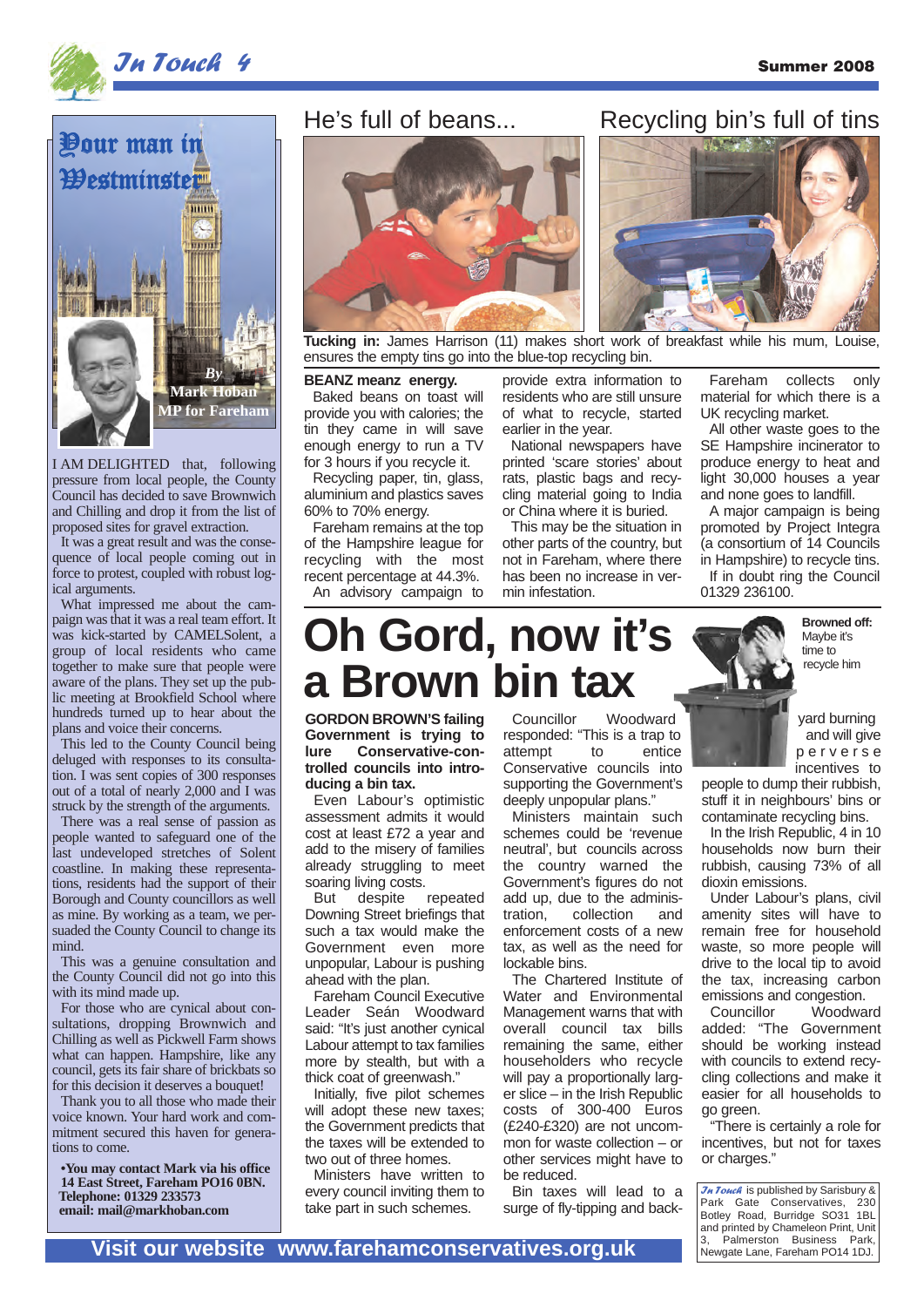## Your man in Westminster

*By* **Mark Hoban MP for Fareham**

I AM DELIGHTED that, following pressure from local people, the County Council has decided to save Brownwich and Chilling and drop it from the list of proposed sites for gravel extraction.

It was a great result and was the consequence of local people coming out in force to protest, coupled with robust logical arguments.

What impressed me about the campaign was that it was a real team effort. It was kick-started by CAMELSolent, a group of local residents who came together to make sure that people were aware of the plans. They set up the public meeting at Brookfield School where hundreds turned up to hear about the plans and voice their concerns.

This led to the County Council being deluged with responses to its consultation. I was sent copies of 300 responses out of a total of nearly 2,000 and I was struck by the strength of the arguments.

There was a real sense of passion as people wanted to safeguard one of the last undeveloped stretches of Solent coastline. In making these representations, residents had the support of their Borough and County councillors as well as mine. By working as a team, we persuaded the County Council to change its mind.

This was a genuine consultation and the County Council did not go into this with its mind made up.

For those who are cynical about consultations, dropping Brownwich and Chilling as well as Pickwell Farm shows what can happen. Hampshire, like any council, gets its fair share of brickbats so for this decision it deserves a bouquet!

Thank you to all those who made their voice known. Your hard work and commitment secured this haven for generations to come.

**•You may contact Mark via his office 14 East Street, Fareham PO16 0BN. Telephone: 01329 233573 email: mail@markhoban.com**

## He's full of beans... Recycling bin's full of tins

**Tucking in:** James Harrison (11) makes short work of breakfast while his mum, Louise, ensures the empty tins go into the blue-top recycling bin.

**BEANZ meanz energy.**

Baked beans on toast will provide you with calories; the tin they came in will save enough energy to run a TV for 3 hours if you recycle it.

Recycling paper, tin, glass, aluminium and plastics saves 60% to 70% energy.

Fareham remains at the top of the Hampshire league for recycling with the most recent percentage at 44.3%.

An advisory campaign to provide extra information to residents who are still unsure of what to recycle, started earlier in the year.

National newspapers have printed 'scare stories' about rats, plastic bags and recycling material going to India or China where it is buried.

This may be the situation in other parts of the country, but not in Fareham, where there has been no increase in vermin infestation.

Fareham collects only material for which there is a UK recycling market.

All other waste goes to the SE Hampshire incinerator to produce energy to heat and light 30,000 houses a year and none goes to landfill.

A major campaign is being promoted by Project Integra (a consortium of 14 Councils in Hampshire) to recycle tins.

If in doubt ring the Council 01329 236100.

# Oh Gord, now it's a Brown bin tax

**Browned off:** Maybe it's time to recycle him

**GORDON BROWN'S failing Government is trying to lure Conservative-controlled councils into introducing a bin tax.**

Even Labour's optimistic assessment admits it would cost at least £72 a year and add to the misery of families already struggling to meet soaring living costs.

But despite repeated Downing Street briefings that such a tax would make the Government even more unpopular, Labour is pushing ahead with the plan.

Fareham Council Executive Leader Seán Woodward said: "It's just another cynical Labour attempt to tax families more by stealth, but with a thick coat of greenwash."

Initially, five pilot schemes will adopt these new taxes; the Government predicts that the taxes will be extended to two out of three homes.

Ministers have written to every council inviting them to take part in such schemes.

Councillor Woodward responded: "This is a trap to attempt to entice Conservative councils into supporting the Government's deeply unpopular plans."

Ministers maintain such schemes could be 'revenue neutral', but councils across the country warned the Government's figures do not add up, due to the administration, collection and enforcement costs of a new tax, as well as the need for lockable bins.

The Chartered Institute of Water and Environmental Management warns that with overall council tax bills remaining the same, either householders who recycle will pay a proportionally larger slice – in the Irish Republic costs of 300-400 Euros (£240-£320) are not uncommon for waste collection – or other services might have to be reduced.

Bin taxes will lead to a surge of fly-tipping and backyard burning and will give perverse incentives to people to dump their rubbish, stuff it in neighbours' bins or contaminate recycling bins.

In the Irish Republic, 1 in 10 households now burn their rubbish, causing 73% of all dioxin emissions.

Under Labour's plans, civil amenity sites will have to remain free for household waste, so more people will drive to the local tip to avoid the tax, increasing carbon emissions and congestion.

Councillor Woodward added: "The Government should be working instead with councils to extend recycling collections and make it easier for all households to go green.

"There is certainly a role for incentives, but not for taxes or charges."

*In Touch* is published by Sarisbury & Park Gate Conservatives, 230 Botley Road, Burridge SO31 1BL and printed by Chameleon Print, Unit 3, Palmerston Business Park, Newgate Lane, Fareham PO14 1DJ.

**Visit our website www.farehamconservatives.org.uk**